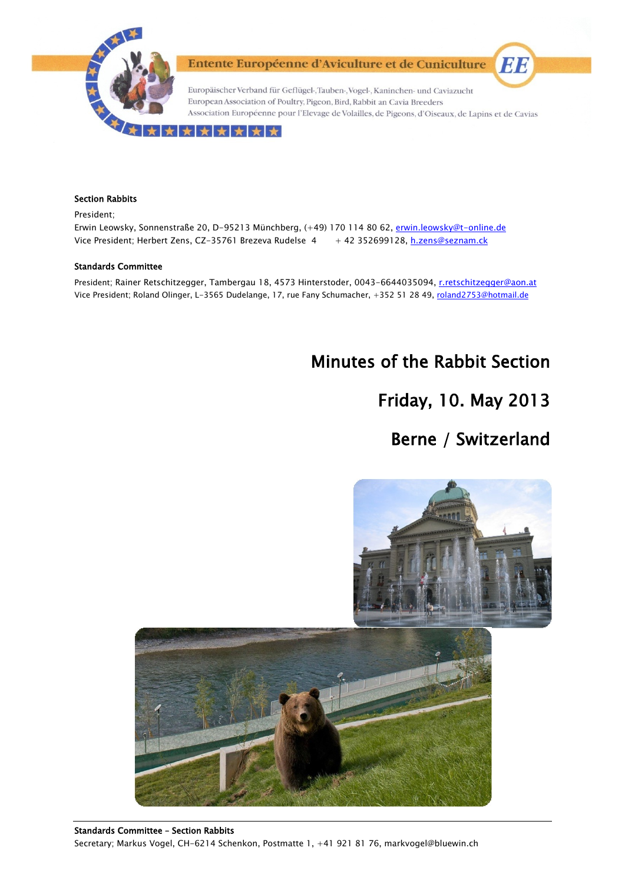Entente Européenne d'Aviculture et de Cuniculture

Europäischer Verband für Geflügel-,Tauben-,Vogel-, Kaninchen- und Caviazucht
European Association of Poultry, Pigeon, Bird, Rabbit an Cavia Breeders
Association Européenne pour l'Elevage de Volailles, de Pigeons, d'Oiseaux, de Lapins et de Cavias

**Section Rabbits**

President;
Erwin Leowsky, Sonnenstraße 20, D-95213 Münchberg, (+49) 170 114 80 62, erwin.leowsky@t-online.de
Vice President; Herbert Zens, CZ-35761 Brezeva Rudelse 4 + 42 352699128, h.zens@seznam.ck

**Standards Committee**

President; Rainer Retschitzegger, Tambergau 18, 4573 Hinterstoder, 0043-6644035094, r.retschitzegger@aon.at
Vice President; Roland Olinger, L-3565 Dudelange, 17, rue Fany Schumacher, +352 51 28 49, roland2753@hotmail.de

# Minutes of the Rabbit Section

## Friday, 10. May 2013

## Berne / Switzerland

**Standards Committee – Section Rabbits**
Secretary; Markus Vogel, CH-6214 Schenkon, Postmatte 1, +41 921 81 76, markvogel@bluewin.ch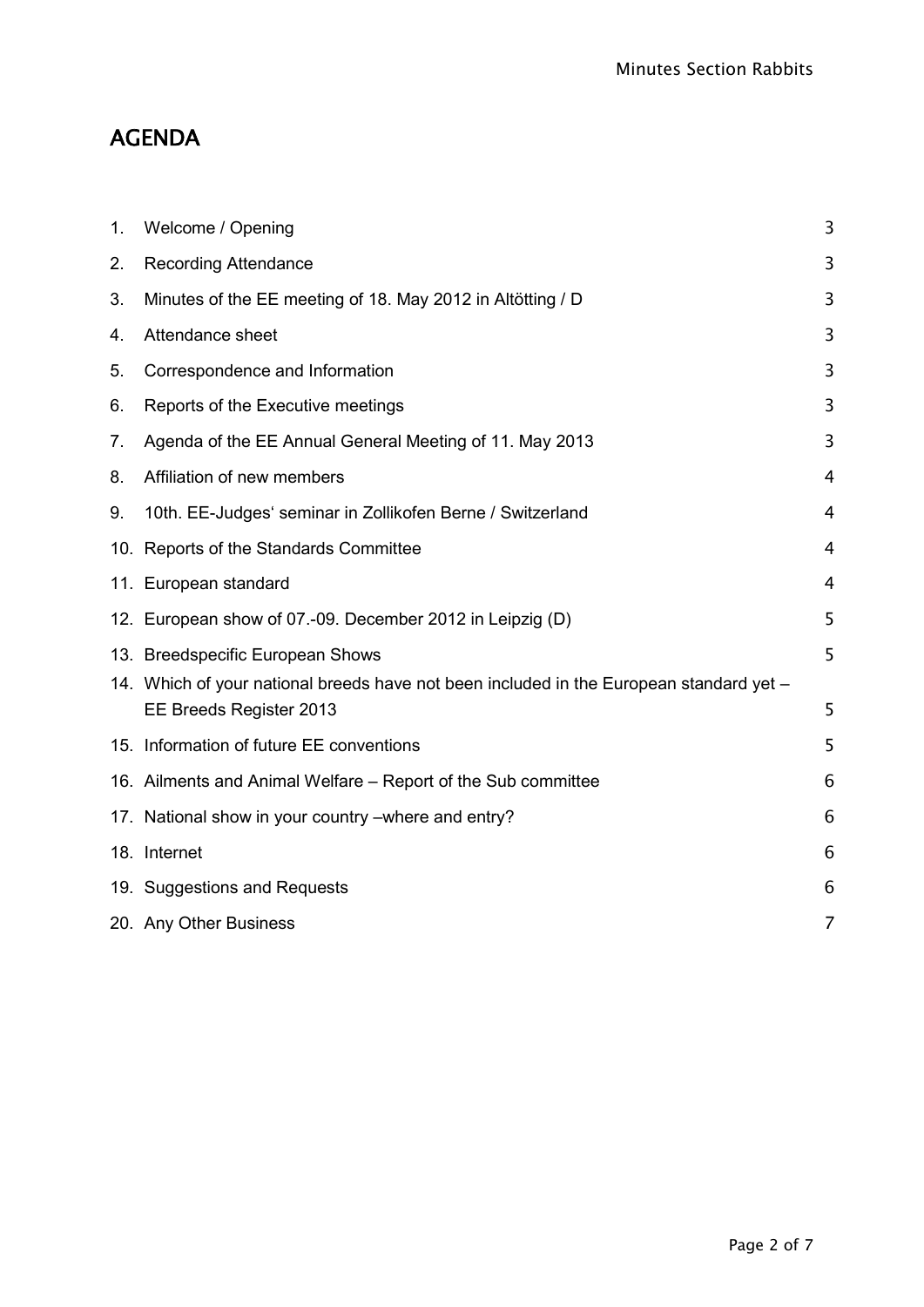# AGENDA

| | | |
|---|---|---|
| 1. | Welcome / Opening | 3 |
| 2. | Recording Attendance | 3 |
| 3. | Minutes of the EE meeting of 18. May 2012 in Altötting / D | 3 |
| 4. | Attendance sheet | 3 |
| 5. | Correspondence and Information | 3 |
| 6. | Reports of the Executive meetings | 3 |
| 7. | Agenda of the EE Annual General Meeting of 11. May 2013 | 3 |
| 8. | Affiliation of new members | 4 |
| 9. | 10th. EE-Judges' seminar in Zollikofen Berne / Switzerland | 4 |
| 10. | Reports of the Standards Committee | 4 |
| 11. | European standard | 4 |
| 12. | European show of 07.-09. December 2012 in Leipzig (D) | 5 |
| 13. | Breedspecific European Shows | 5 |
| 14. | Which of your national breeds have not been included in the European standard yet – EE Breeds Register 2013 | 5 |
| 15. | Information of future EE conventions | 5 |
| 16. | Ailments and Animal Welfare – Report of the Sub committee | 6 |
| 17. | National show in your country –where and entry? | 6 |
| 18. | Internet | 6 |
| 19. | Suggestions and Requests | 6 |
| 20. | Any Other Business | 7 |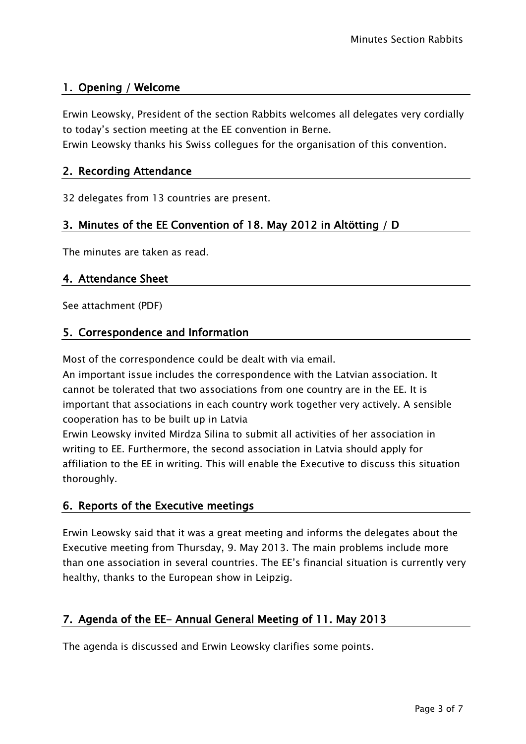## 1. Opening / Welcome

Erwin Leowsky, President of the section Rabbits welcomes all delegates very cordially to today's section meeting at the EE convention in Berne.
Erwin Leowsky thanks his Swiss collegues for the organisation of this convention.

## 2. Recording Attendance

32 delegates from 13 countries are present.

## 3. Minutes of the EE Convention of 18. May 2012 in Altötting / D

The minutes are taken as read.

## 4. Attendance Sheet

See attachment (PDF)

## 5. Correspondence and Information

Most of the correspondence could be dealt with via email.
An important issue includes the correspondence with the Latvian association. It cannot be tolerated that two associations from one country are in the EE. It is important that associations in each country work together very actively. A sensible cooperation has to be built up in Latvia
Erwin Leowsky invited Mirdza Silina to submit all activities of her association in writing to EE. Furthermore, the second association in Latvia should apply for affiliation to the EE in writing. This will enable the Executive to discuss this situation thoroughly.

## 6. Reports of the Executive meetings

Erwin Leowsky said that it was a great meeting and informs the delegates about the Executive meeting from Thursday, 9. May 2013. The main problems include more than one association in several countries. The EE's financial situation is currently very healthy, thanks to the European show in Leipzig.

## 7. Agenda of the EE- Annual General Meeting of 11. May 2013

The agenda is discussed and Erwin Leowsky clarifies some points.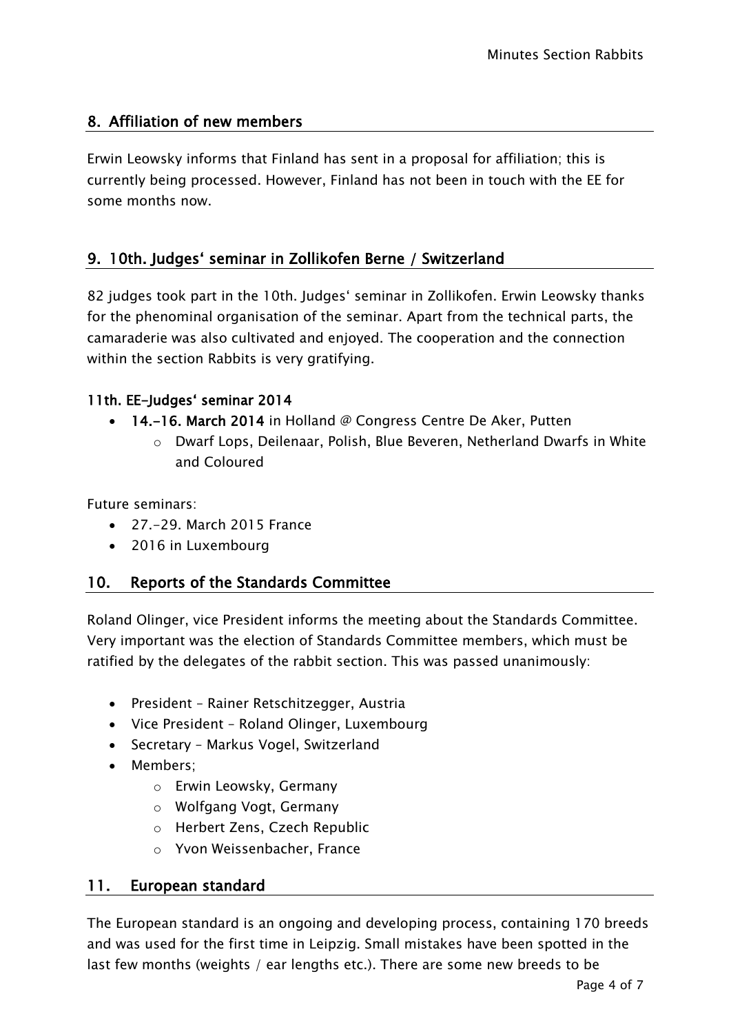## 8. Affiliation of new members

Erwin Leowsky informs that Finland has sent in a proposal for affiliation; this is currently being processed. However, Finland has not been in touch with the EE for some months now.

## 9. 10th. Judges' seminar in Zollikofen Berne / Switzerland

82 judges took part in the 10th. Judges' seminar in Zollikofen. Erwin Leowsky thanks for the phenominal organisation of the seminar. Apart from the technical parts, the camaraderie was also cultivated and enjoyed. The cooperation and the connection within the section Rabbits is very gratifying.

### 11th. EE-Judges' seminar 2014

- **14.-16. March 2014** in Holland @ Congress Centre De Aker, Putten
  - Dwarf Lops, Deilenaar, Polish, Blue Beveren, Netherland Dwarfs in White and Coloured

Future seminars:

- 27.-29. March 2015 France
- 2016 in Luxembourg

## 10. Reports of the Standards Committee

Roland Olinger, vice President informs the meeting about the Standards Committee. Very important was the election of Standards Committee members, which must be ratified by the delegates of the rabbit section. This was passed unanimously:

- President – Rainer Retschitzegger, Austria
- Vice President – Roland Olinger, Luxembourg
- Secretary – Markus Vogel, Switzerland
- Members;
  - Erwin Leowsky, Germany
  - Wolfgang Vogt, Germany
  - Herbert Zens, Czech Republic
  - Yvon Weissenbacher, France

## 11. European standard

The European standard is an ongoing and developing process, containing 170 breeds and was used for the first time in Leipzig. Small mistakes have been spotted in the last few months (weights / ear lengths etc.). There are some new breeds to be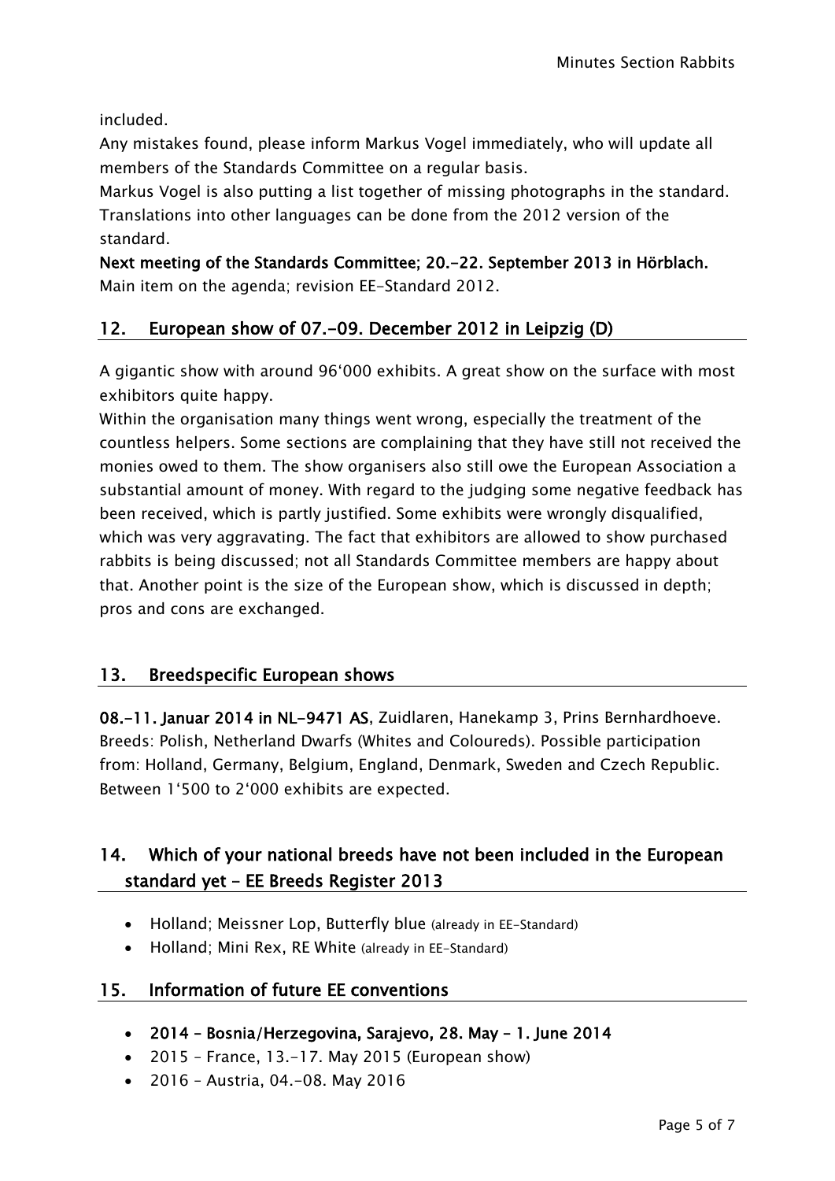included.

Any mistakes found, please inform Markus Vogel immediately, who will update all members of the Standards Committee on a regular basis.

Markus Vogel is also putting a list together of missing photographs in the standard.

Translations into other languages can be done from the 2012 version of the standard.

**Next meeting of the Standards Committee; 20.-22. September 2013 in Hörblach.**

Main item on the agenda; revision EE-Standard 2012.

## 12. European show of 07.-09. December 2012 in Leipzig (D)

A gigantic show with around 96'000 exhibits. A great show on the surface with most exhibitors quite happy.

Within the organisation many things went wrong, especially the treatment of the countless helpers. Some sections are complaining that they have still not received the monies owed to them. The show organisers also still owe the European Association a substantial amount of money. With regard to the judging some negative feedback has been received, which is partly justified. Some exhibits were wrongly disqualified, which was very aggravating. The fact that exhibitors are allowed to show purchased rabbits is being discussed; not all Standards Committee members are happy about that. Another point is the size of the European show, which is discussed in depth; pros and cons are exchanged.

## 13. Breedspecific European shows

**08.-11. Januar 2014 in NL-9471 AS**, Zuidlaren, Hanekamp 3, Prins Bernhardhoeve. Breeds: Polish, Netherland Dwarfs (Whites and Coloureds). Possible participation from: Holland, Germany, Belgium, England, Denmark, Sweden and Czech Republic. Between 1'500 to 2'000 exhibits are expected.

## 14. Which of your national breeds have not been included in the European standard yet – EE Breeds Register 2013

- Holland; Meissner Lop, Butterfly blue (already in EE-Standard)
- Holland; Mini Rex, RE White (already in EE-Standard)

## 15. Information of future EE conventions

- **2014 – Bosnia/Herzegovina, Sarajevo, 28. May – 1. June 2014**
- 2015 – France, 13.-17. May 2015 (European show)
- 2016 – Austria, 04.-08. May 2016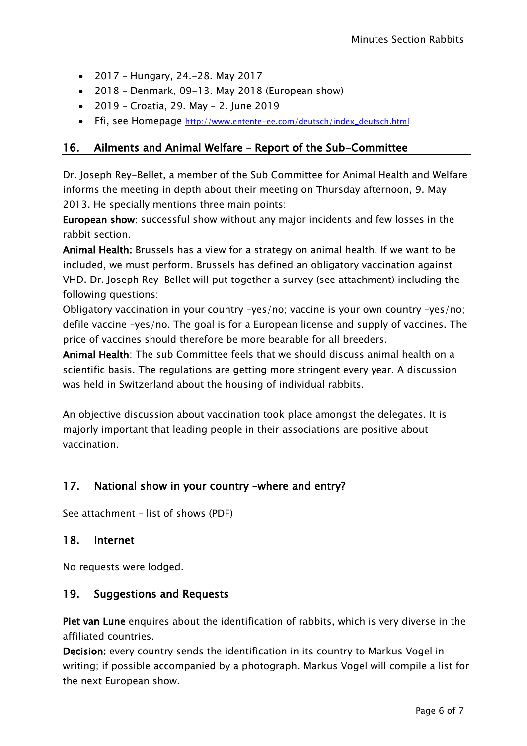- 2017 – Hungary, 24.-28. May 2017
- 2018 – Denmark, 09-13. May 2018 (European show)
- 2019 – Croatia, 29. May – 2. June 2019
- Ffi, see Homepage http://www.entente-ee.com/deutsch/index_deutsch.html

## 16. Ailments and Animal Welfare – Report of the Sub-Committee

Dr. Joseph Rey-Bellet, a member of the Sub Committee for Animal Health and Welfare informs the meeting in depth about their meeting on Thursday afternoon, 9. May 2013. He specially mentions three main points:

**European show:** successful show without any major incidents and few losses in the rabbit section.

**Animal Health:** Brussels has a view for a strategy on animal health. If we want to be included, we must perform. Brussels has defined an obligatory vaccination against VHD. Dr. Joseph Rey-Bellet will put together a survey (see attachment) including the following questions:

Obligatory vaccination in your country –yes/no; vaccine is your own country –yes/no; defile vaccine –yes/no. The goal is for a European license and supply of vaccines. The price of vaccines should therefore be more bearable for all breeders.

**Animal Health**: The sub Committee feels that we should discuss animal health on a scientific basis. The regulations are getting more stringent every year. A discussion was held in Switzerland about the housing of individual rabbits.

An objective discussion about vaccination took place amongst the delegates. It is majorly important that leading people in their associations are positive about vaccination.

## 17. National show in your country –where and entry?

See attachment – list of shows (PDF)

## 18. Internet

No requests were lodged.

## 19. Suggestions and Requests

**Piet van Lune** enquires about the identification of rabbits, which is very diverse in the affiliated countries.

**Decision:** every country sends the identification in its country to Markus Vogel in writing; if possible accompanied by a photograph. Markus Vogel will compile a list for the next European show.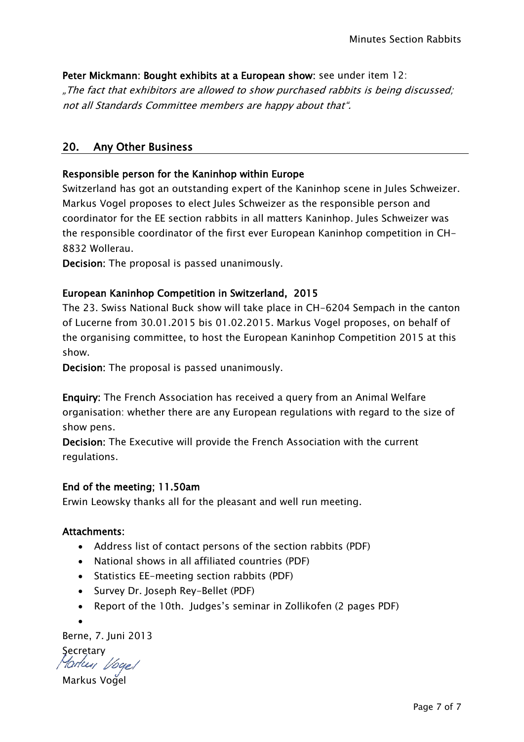**Peter Mickmann: Bought exhibits at a European show:** see under item 12:
*„The fact that exhibitors are allowed to show purchased rabbits is being discussed; not all Standards Committee members are happy about that".*

## 20. Any Other Business

**Responsible person for the Kaninhop within Europe**

Switzerland has got an outstanding expert of the Kaninhop scene in Jules Schweizer. Markus Vogel proposes to elect Jules Schweizer as the responsible person and coordinator for the EE section rabbits in all matters Kaninhop. Jules Schweizer was the responsible coordinator of the first ever European Kaninhop competition in CH-8832 Wollerau.

**Decision:** The proposal is passed unanimously.

**European Kaninhop Competition in Switzerland, 2015**

The 23. Swiss National Buck show will take place in CH-6204 Sempach in the canton of Lucerne from 30.01.2015 bis 01.02.2015. Markus Vogel proposes, on behalf of the organising committee, to host the European Kaninhop Competition 2015 at this show.

**Decision:** The proposal is passed unanimously.

**Enquiry:** The French Association has received a query from an Animal Welfare organisation: whether there are any European regulations with regard to the size of show pens.

**Decision:** The Executive will provide the French Association with the current regulations.

**End of the meeting; 11.50am**

Erwin Leowsky thanks all for the pleasant and well run meeting.

**Attachments:**

- Address list of contact persons of the section rabbits (PDF)
- National shows in all affiliated countries (PDF)
- Statistics EE-meeting section rabbits (PDF)
- Survey Dr. Joseph Rey-Bellet (PDF)
- Report of the 10th. Judges's seminar in Zollikofen (2 pages PDF)
-

Berne, 7. Juni 2013

Secretary

Markus Vogel

Markus Vogel